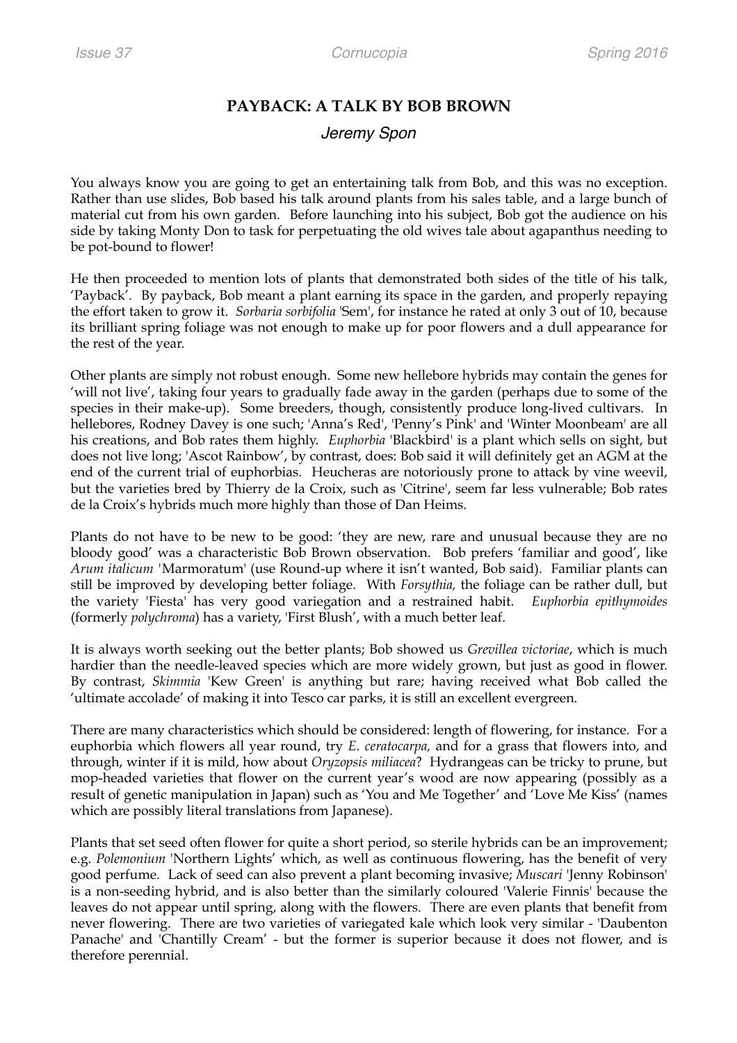# PAYBACK: A TALK BY BOB BROWN

*Jeremy Spon*

You always know you are going to get an entertaining talk from Bob, and this was no exception. Rather than use slides, Bob based his talk around plants from his sales table, and a large bunch of material cut from his own garden. Before launching into his subject, Bob got the audience on his side by taking Monty Don to task for perpetuating the old wives tale about agapanthus needing to be pot-bound to flower!

He then proceeded to mention lots of plants that demonstrated both sides of the title of his talk, 'Payback'. By payback, Bob meant a plant earning its space in the garden, and properly repaying the effort taken to grow it. *Sorbaria sorbifolia* 'Sem', for instance he rated at only 3 out of 10, because its brilliant spring foliage was not enough to make up for poor flowers and a dull appearance for the rest of the year.

Other plants are simply not robust enough. Some new hellebore hybrids may contain the genes for 'will not live', taking four years to gradually fade away in the garden (perhaps due to some of the species in their make-up). Some breeders, though, consistently produce long-lived cultivars. In hellebores, Rodney Davey is one such; 'Anna's Red', 'Penny's Pink' and 'Winter Moonbeam' are all his creations, and Bob rates them highly. *Euphorbia* 'Blackbird' is a plant which sells on sight, but does not live long; 'Ascot Rainbow', by contrast, does: Bob said it will definitely get an AGM at the end of the current trial of euphorbias. Heucheras are notoriously prone to attack by vine weevil, but the varieties bred by Thierry de la Croix, such as 'Citrine', seem far less vulnerable; Bob rates de la Croix's hybrids much more highly than those of Dan Heims.

Plants do not have to be new to be good: 'they are new, rare and unusual because they are no bloody good' was a characteristic Bob Brown observation. Bob prefers 'familiar and good', like *Arum italicum* 'Marmoratum' (use Round-up where it isn't wanted, Bob said). Familiar plants can still be improved by developing better foliage. With *Forsythia,* the foliage can be rather dull, but the variety 'Fiesta' has very good variegation and a restrained habit. *Euphorbia epithymoides* (formerly *polychroma*) has a variety, 'First Blush', with a much better leaf.

It is always worth seeking out the better plants; Bob showed us *Grevillea victoriae*, which is much hardier than the needle-leaved species which are more widely grown, but just as good in flower. By contrast, *Skimmia* 'Kew Green' is anything but rare; having received what Bob called the 'ultimate accolade' of making it into Tesco car parks, it is still an excellent evergreen.

There are many characteristics which should be considered: length of flowering, for instance. For a euphorbia which flowers all year round, try *E. ceratocarpa,* and for a grass that flowers into, and through, winter if it is mild, how about *Oryzopsis miliacea*? Hydrangeas can be tricky to prune, but mop-headed varieties that flower on the current year's wood are now appearing (possibly as a result of genetic manipulation in Japan) such as 'You and Me Together' and 'Love Me Kiss' (names which are possibly literal translations from Japanese).

Plants that set seed often flower for quite a short period, so sterile hybrids can be an improvement; e.g. *Polemonium* 'Northern Lights' which, as well as continuous flowering, has the benefit of very good perfume. Lack of seed can also prevent a plant becoming invasive; *Muscari* 'Jenny Robinson' is a non-seeding hybrid, and is also better than the similarly coloured 'Valerie Finnis' because the leaves do not appear until spring, along with the flowers. There are even plants that benefit from never flowering. There are two varieties of variegated kale which look very similar - 'Daubenton Panache' and 'Chantilly Cream' - but the former is superior because it does not flower, and is therefore perennial.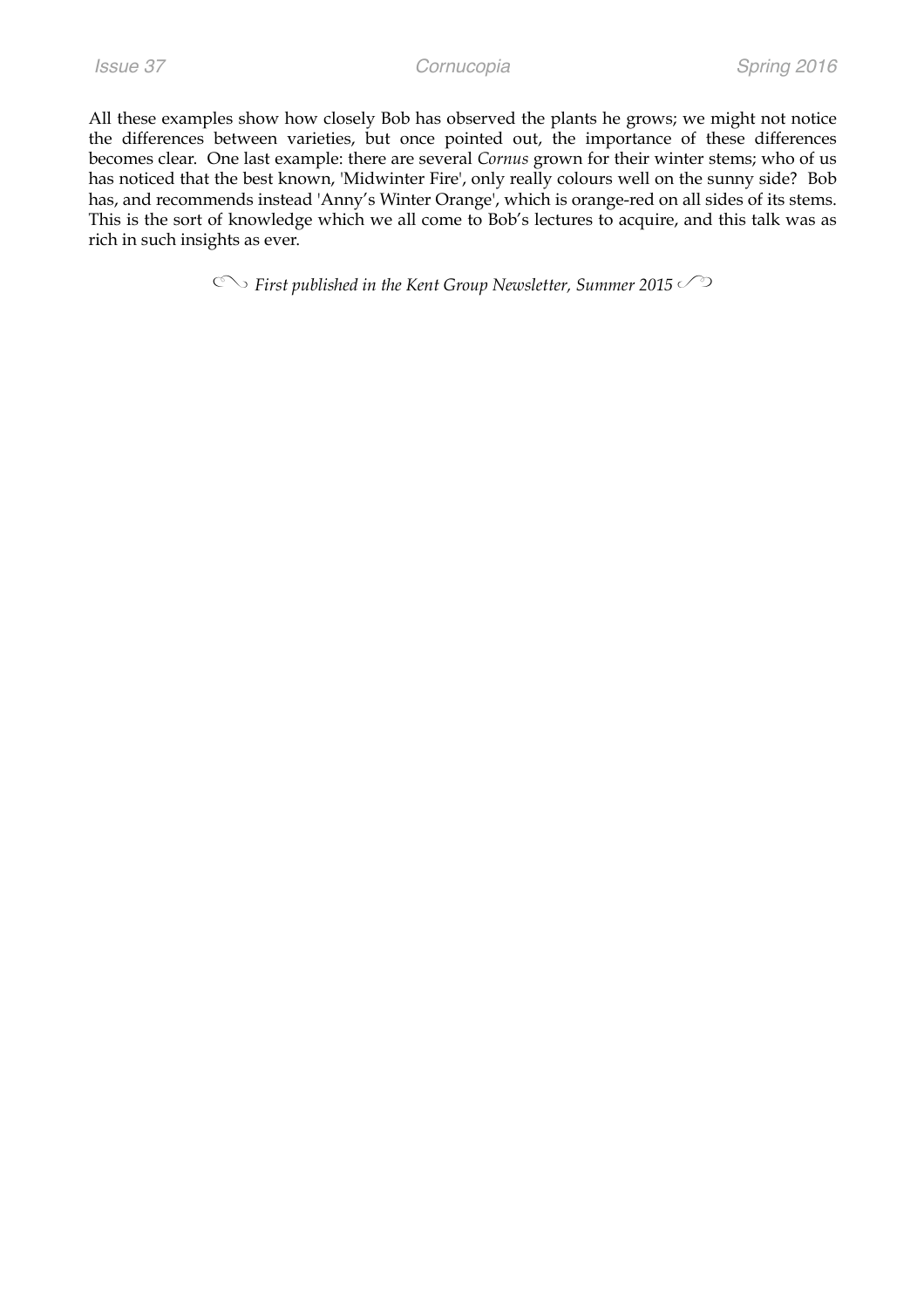All these examples show how closely Bob has observed the plants he grows; we might not notice the differences between varieties, but once pointed out, the importance of these differences becomes clear. One last example: there are several *Cornus* grown for their winter stems; who of us has noticed that the best known, 'Midwinter Fire', only really colours well on the sunny side? Bob has, and recommends instead 'Anny's Winter Orange', which is orange-red on all sides of its stems. This is the sort of knowledge which we all come to Bob's lectures to acquire, and this talk was as rich in such insights as ever.

*First published in the Kent Group Newsletter, Summer 2015*